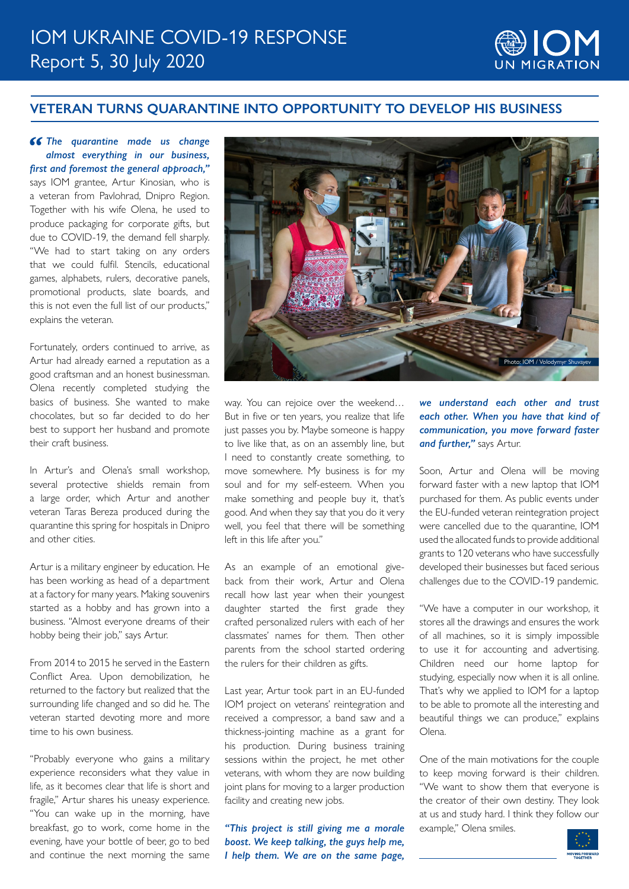# IOM UKRAINE COVID-19 RESPONSE

Report 5, 30 July 2020

## VETERAN TURNS QUARANTINE INTO OPPORTUNITY TO DEVELOP HIS BUSINESS

***"The quarantine made us change almost everything in our business, first and foremost the general approach,"*** says IOM grantee, Artur Kinosian, who is a veteran from Pavlohrad, Dnipro Region. Together with his wife Olena, he used to produce packaging for corporate gifts, but due to COVID-19, the demand fell sharply. "We had to start taking on any orders that we could fulfil. Stencils, educational games, alphabets, rulers, decorative panels, promotional products, slate boards, and this is not even the full list of our products," explains the veteran.

Fortunately, orders continued to arrive, as Artur had already earned a reputation as a good craftsman and an honest businessman. Olena recently completed studying the basics of business. She wanted to make chocolates, but so far decided to do her best to support her husband and promote their craft business.

In Artur's and Olena's small workshop, several protective shields remain from a large order, which Artur and another veteran Taras Bereza produced during the quarantine this spring for hospitals in Dnipro and other cities.

Photo: IOM / Volodymyr Shuvayev

Artur is a military engineer by education. He has been working as head of a department at a factory for many years. Making souvenirs started as a hobby and has grown into a business. "Almost everyone dreams of their hobby being their job," says Artur.

From 2014 to 2015 he served in the Eastern Conflict Area. Upon demobilization, he returned to the factory but realized that the surrounding life changed and so did he. The veteran started devoting more and more time to his own business.

"Probably everyone who gains a military experience reconsiders what they value in life, as it becomes clear that life is short and fragile," Artur shares his uneasy experience. "You can wake up in the morning, have breakfast, go to work, come home in the evening, have your bottle of beer, go to bed and continue the next morning the same way. You can rejoice over the weekend… But in five or ten years, you realize that life just passes you by. Maybe someone is happy to live like that, as on an assembly line, but I need to constantly create something, to move somewhere. My business is for my soul and for my self-esteem. When you make something and people buy it, that's good. And when they say that you do it very well, you feel that there will be something left in this life after you."

As an example of an emotional give-back from their work, Artur and Olena recall how last year when their youngest daughter started the first grade they crafted personalized rulers with each of her classmates' names for them. Then other parents from the school started ordering the rulers for their children as gifts.

Last year, Artur took part in an EU-funded IOM project on veterans' reintegration and received a compressor, a band saw and a thickness-jointing machine as a grant for his production. During business training sessions within the project, he met other veterans, with whom they are now building joint plans for moving to a larger production facility and creating new jobs.

***"This project is still giving me a morale boost. We keep talking, the guys help me, I help them. We are on the same page, we understand each other and trust each other. When you have that kind of communication, you move forward faster and further,"*** says Artur.

Soon, Artur and Olena will be moving forward faster with a new laptop that IOM purchased for them. As public events under the EU-funded veteran reintegration project were cancelled due to the quarantine, IOM used the allocated funds to provide additional grants to 120 veterans who have successfully developed their businesses but faced serious challenges due to the COVID-19 pandemic.

"We have a computer in our workshop, it stores all the drawings and ensures the work of all machines, so it is simply impossible to use it for accounting and advertising. Children need our home laptop for studying, especially now when it is all online. That's why we applied to IOM for a laptop to be able to promote all the interesting and beautiful things we can produce," explains Olena.

One of the main motivations for the couple to keep moving forward is their children. "We want to show them that everyone is the creator of their own destiny. They look at us and study hard. I think they follow our example," Olena smiles.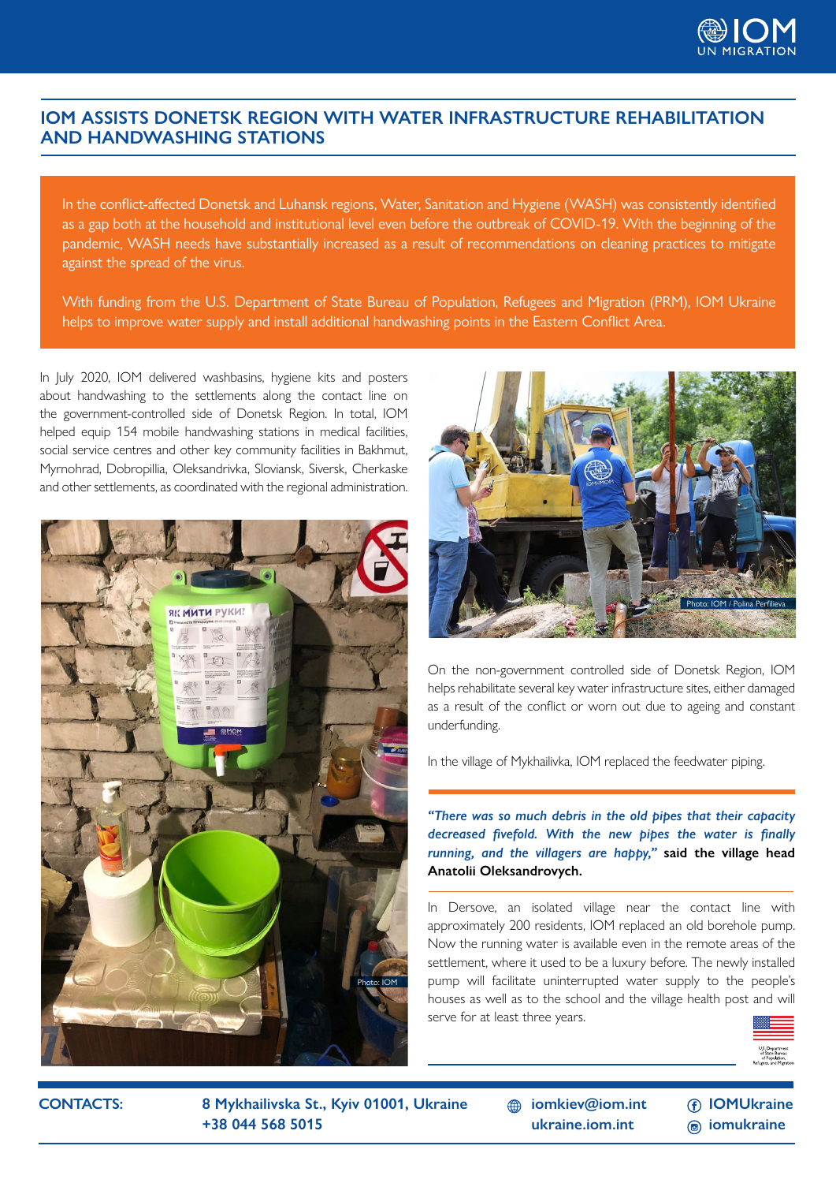# IOM ASSISTS DONETSK REGION WITH WATER INFRASTRUCTURE REHABILITATION AND HANDWASHING STATIONS

In the conflict-affected Donetsk and Luhansk regions, Water, Sanitation and Hygiene (WASH) was consistently identified as a gap both at the household and institutional level even before the outbreak of COVID-19. With the beginning of the pandemic, WASH needs have substantially increased as a result of recommendations on cleaning practices to mitigate against the spread of the virus.

With funding from the U.S. Department of State Bureau of Population, Refugees and Migration (PRM), IOM Ukraine helps to improve water supply and install additional handwashing points in the Eastern Conflict Area.

In July 2020, IOM delivered washbasins, hygiene kits and posters about handwashing to the settlements along the contact line on the government-controlled side of Donetsk Region. In total, IOM helped equip 154 mobile handwashing stations in medical facilities, social service centres and other key community facilities in Bakhmut, Myrnohrad, Dobropillia, Oleksandrivka, Sloviansk, Siversk, Cherkaske and other settlements, as coordinated with the regional administration.

Photo: IOM

Photo: IOM / Polina Perfilieva

On the non-government controlled side of Donetsk Region, IOM helps rehabilitate several key water infrastructure sites, either damaged as a result of the conflict or worn out due to ageing and constant underfunding.

In the village of Mykhailivka, IOM replaced the feedwater piping.

*"There was so much debris in the old pipes that their capacity decreased fivefold. With the new pipes the water is finally running, and the villagers are happy,"* **said the village head Anatolii Oleksandrovych.**

In Dersove, an isolated village near the contact line with approximately 200 residents, IOM replaced an old borehole pump. Now the running water is available even in the remote areas of the settlement, where it used to be a luxury before. The newly installed pump will facilitate uninterrupted water supply to the people's houses as well as to the school and the village health post and will serve for at least three years.

**CONTACTS:** **8 Mykhailivska St., Kyiv 01001, Ukraine** **+38 044 568 5015** **iomkiev@iom.int** **ukraine.iom.int** **IOMUkraine** **iomukraine**